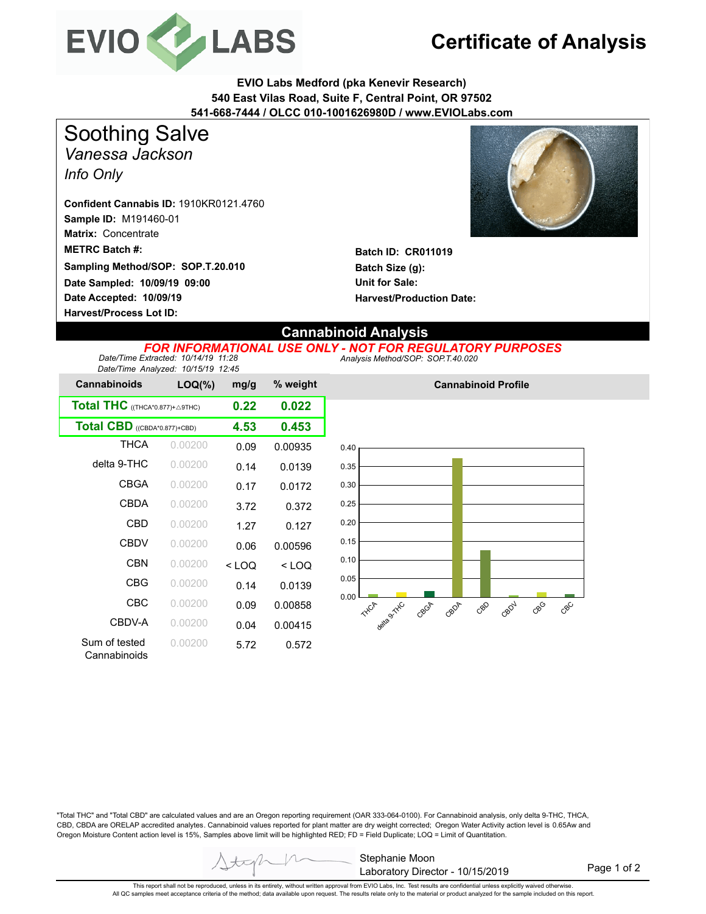# EVIO LABS

# Certificate of Analysis

**EVIO Labs Medford (pka Kenevir Research)**
**540 East Vilas Road, Suite F, Central Point, OR 97502**
**541-668-7444 / OLCC 010-1001626980D / www.EVIOLabs.com**

## Soothing Salve

*Vanessa Jackson*

*Info Only*

**Confident Cannabis ID:** 1910KR0121.4760
**Sample ID:** M191460-01
**Matrix:** Concentrate
**METRC Batch #:**
**Sampling Method/SOP: SOP.T.20.010**
**Date Sampled: 10/09/19 09:00**
**Date Accepted: 10/09/19**
**Harvest/Process Lot ID:**

**Batch ID: CR011019**
**Batch Size (g):**
**Unit for Sale:**
**Harvest/Production Date:**

## Cannabinoid Analysis

***FOR INFORMATIONAL USE ONLY - NOT FOR REGULATORY PURPOSES***

*Date/Time Extracted: 10/14/19 11:28*
*Date/Time Analyzed: 10/15/19 12:45*
*Analysis Method/SOP: SOP.T.40.020*

| Cannabinoids | LOQ(%) | mg/g | % weight |
|---|---|---|---|
| **Total THC** ((THCA*0.877)+△9THC) | | **0.22** | **0.022** |
| **Total CBD** ((CBDA*0.877)+CBD) | | **4.53** | **0.453** |
| THCA | 0.00200 | 0.09 | 0.00935 |
| delta 9-THC | 0.00200 | 0.14 | 0.0139 |
| CBGA | 0.00200 | 0.17 | 0.0172 |
| CBDA | 0.00200 | 3.72 | 0.372 |
| CBD | 0.00200 | 1.27 | 0.127 |
| CBDV | 0.00200 | 0.06 | 0.00596 |
| CBN | 0.00200 | < LOQ | < LOQ |
| CBG | 0.00200 | 0.14 | 0.0139 |
| CBC | 0.00200 | 0.09 | 0.00858 |
| CBDV-A | 0.00200 | 0.04 | 0.00415 |
| Sum of tested Cannabinoids | 0.00200 | 5.72 | 0.572 |

**Cannabinoid Profile**

"Total THC" and "Total CBD" are calculated values and are an Oregon reporting requirement (OAR 333-064-0100). For Cannabinoid analysis, only delta 9-THC, THCA, CBD, CBDA are ORELAP accredited analytes. Cannabinoid values reported for plant matter are dry weight corrected; Oregon Water Activity action level is 0.65Aw and Oregon Moisture Content action level is 15%, Samples above limit will be highlighted RED; FD = Field Duplicate; LOQ = Limit of Quantitation.

Stephanie Moon
Laboratory Director - 10/15/2019

This report shall not be reproduced, unless in its entirety, without written approval from EVIO Labs, Inc. Test results are confidential unless explicitly waived otherwise.
All QC samples meet acceptance criteria of the method; data available upon request. The results relate only to the material or product analyzed for the sample included on this report.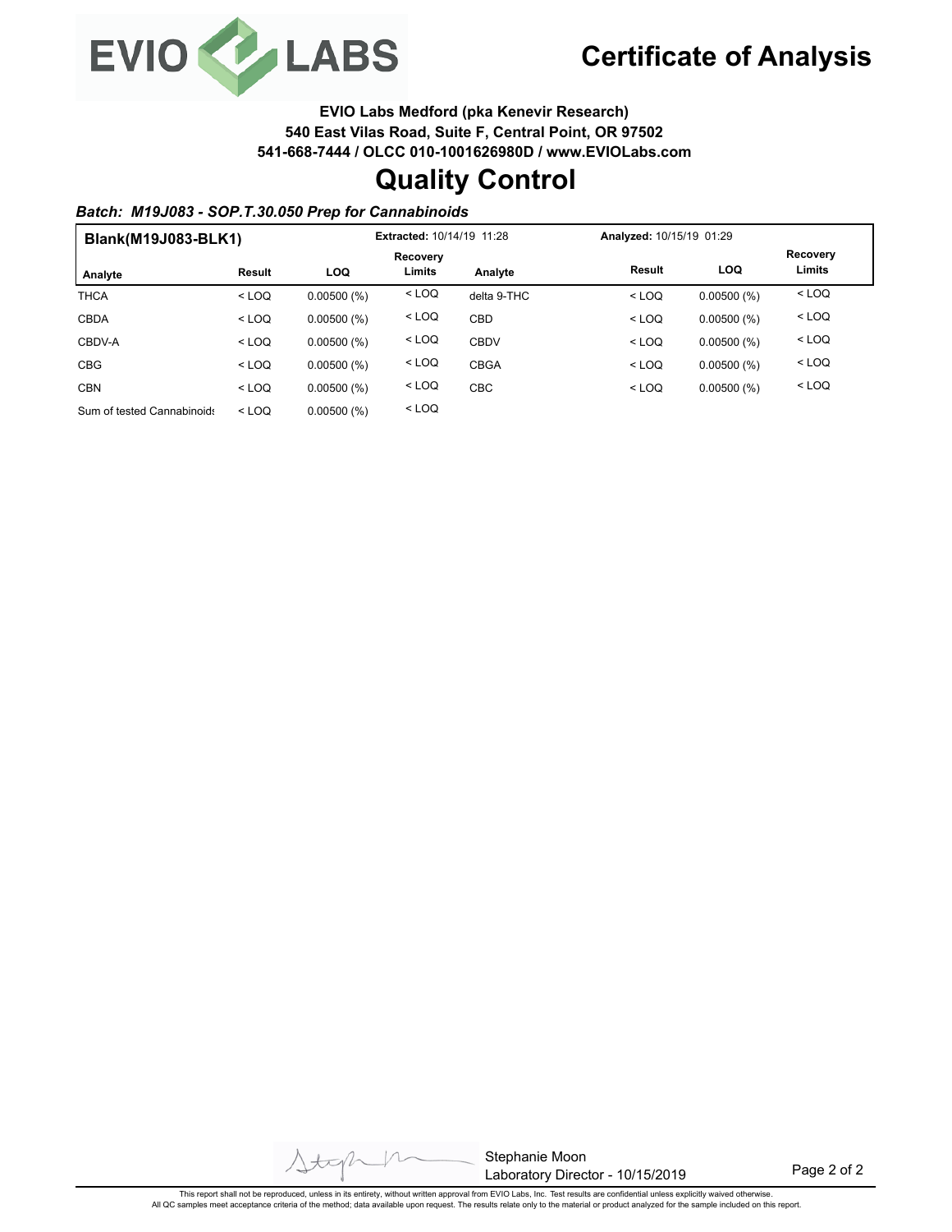# Certificate of Analysis

**EVIO Labs Medford (pka Kenevir Research)**
**540 East Vilas Road, Suite F, Central Point, OR 97502**
**541-668-7444 / OLCC 010-1001626980D / www.EVIOLabs.com**

# Quality Control

***Batch: M19J083 - SOP.T.30.050 Prep for Cannabinoids***

| Blank(M19J083-BLK1) | | | Extracted: 10/14/19 11:28 | | Analyzed: 10/15/19 01:29 | | |
|---|---|---|---|---|---|---|---|
| **Analyte** | **Result** | **LOQ** | **Recovery Limits** | **Analyte** | **Result** | **LOQ** | **Recovery Limits** |
| THCA | < LOQ | 0.00500 (%) | < LOQ | delta 9-THC | < LOQ | 0.00500 (%) | < LOQ |
| CBDA | < LOQ | 0.00500 (%) | < LOQ | CBD | < LOQ | 0.00500 (%) | < LOQ |
| CBDV-A | < LOQ | 0.00500 (%) | < LOQ | CBDV | < LOQ | 0.00500 (%) | < LOQ |
| CBG | < LOQ | 0.00500 (%) | < LOQ | CBGA | < LOQ | 0.00500 (%) | < LOQ |
| CBN | < LOQ | 0.00500 (%) | < LOQ | CBC | < LOQ | 0.00500 (%) | < LOQ |
| Sum of tested Cannabinoids | < LOQ | 0.00500 (%) | < LOQ | | | | |

Stephanie Moon
Laboratory Director - 10/15/2019

This report shall not be reproduced, unless in its entirety, without written approval from EVIO Labs, Inc. Test results are confidential unless explicitly waived otherwise.
All QC samples meet acceptance criteria of the method; data available upon request. The results relate only to the material or product analyzed for the sample included on this report.